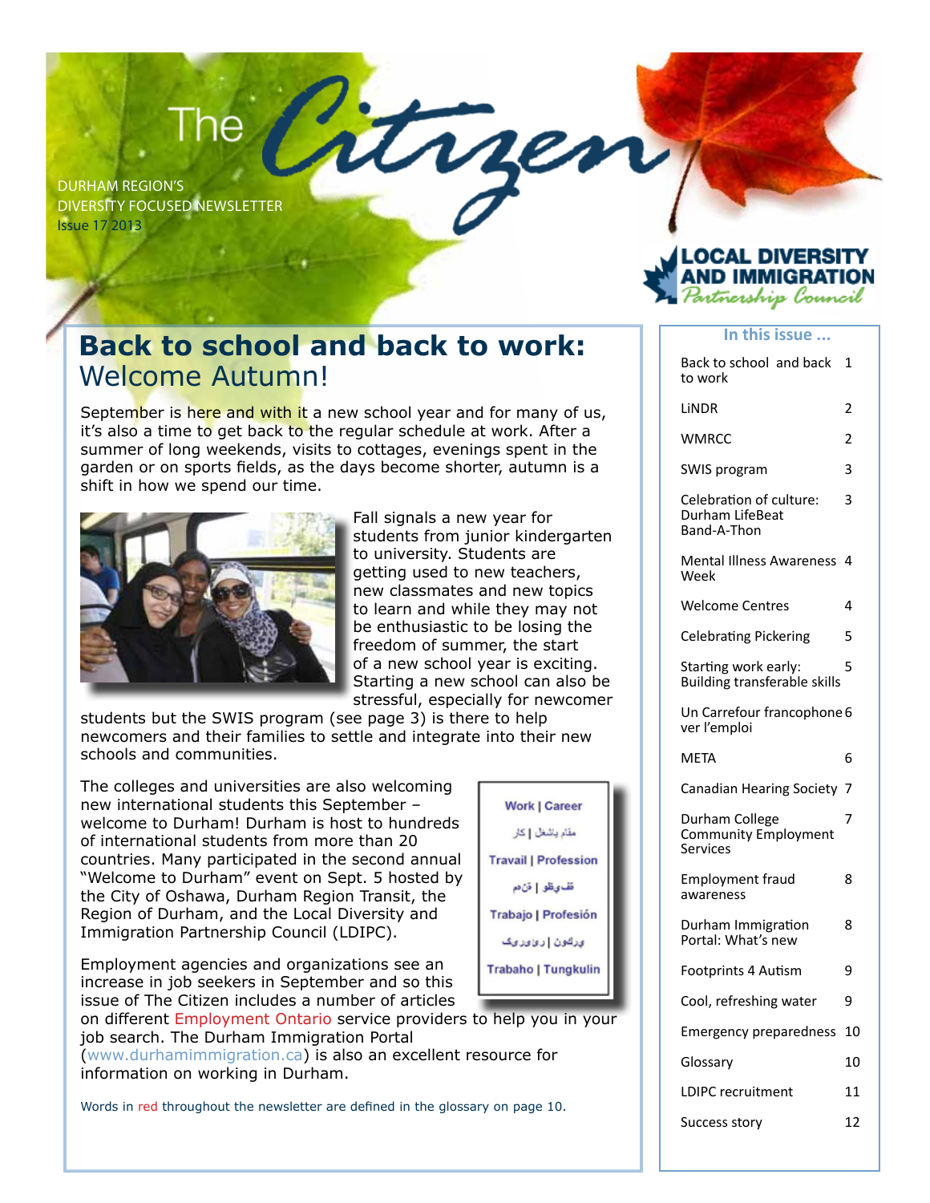# The Citizen

DURHAM REGION'S
DIVERSITY FOCUSED NEWSLETTER
Issue 17 2013

LOCAL DIVERSITY AND IMMIGRATION *Partnership Council*

## Back to school and back to work: Welcome Autumn!

September is here and with it a new school year and for many of us, it's also a time to get back to the regular schedule at work. After a summer of long weekends, visits to cottages, evenings spent in the garden or on sports fields, as the days become shorter, autumn is a shift in how we spend our time.

Fall signals a new year for students from junior kindergarten to university. Students are getting used to new teachers, new classmates and new topics to learn and while they may not be enthusiastic to be losing the freedom of summer, the start of a new school year is exciting. Starting a new school can also be stressful, especially for newcomer students but the SWIS program (see page 3) is there to help newcomers and their families to settle and integrate into their new schools and communities.

The colleges and universities are also welcoming new international students this September – welcome to Durham! Durham is host to hundreds of international students from more than 20 countries. Many participated in the second annual "Welcome to Durham" event on Sept. 5 hosted by the City of Oshawa, Durham Region Transit, the Region of Durham, and the Local Diversity and Immigration Partnership Council (LDIPC).

> Work | Career
> مقام پاشغل | کار
> Travail | Profession
> تفيوظو | ةنهم
> Trabajo | Profesión
> ورکون | روزیرک
> Trabaho | Tungkulin

Employment agencies and organizations see an increase in job seekers in September and so this issue of The Citizen includes a number of articles on different Employment Ontario service providers to help you in your job search. The Durham Immigration Portal (www.durhamimmigration.ca) is also an excellent resource for information on working in Durham.

Words in red throughout the newsletter are defined in the glossary on page 10.

### In this issue ...

| | |
|---|---|
| Back to school and back to work | 1 |
| LiNDR | 2 |
| WMRCC | 2 |
| SWIS program | 3 |
| Celebration of culture: Durham LifeBeat Band-A-Thon | 3 |
| Mental Illness Awareness Week | 4 |
| Welcome Centres | 4 |
| Celebrating Pickering | 5 |
| Starting work early: Building transferable skills | 5 |
| Un Carrefour francophone ver l'emploi | 6 |
| META | 6 |
| Canadian Hearing Society | 7 |
| Durham College Community Employment Services | 7 |
| Employment fraud awareness | 8 |
| Durham Immigration Portal: What's new | 8 |
| Footprints 4 Autism | 9 |
| Cool, refreshing water | 9 |
| Emergency preparedness | 10 |
| Glossary | 10 |
| LDIPC recruitment | 11 |
| Success story | 12 |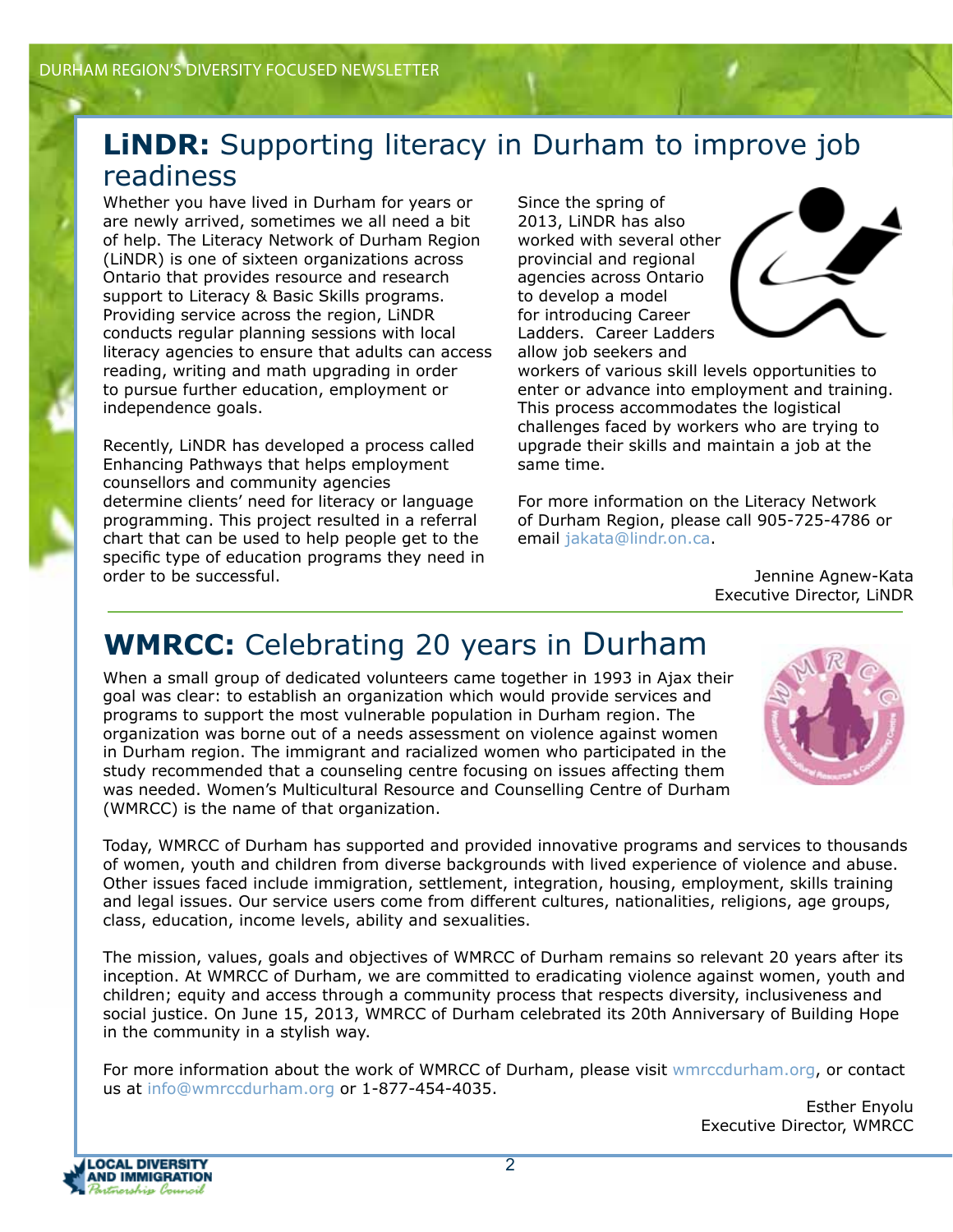## **LiNDR:** Supporting literacy in Durham to improve job readiness

Whether you have lived in Durham for years or are newly arrived, sometimes we all need a bit of help. The Literacy Network of Durham Region (LiNDR) is one of sixteen organizations across Ontario that provides resource and research support to Literacy & Basic Skills programs. Providing service across the region, LiNDR conducts regular planning sessions with local literacy agencies to ensure that adults can access reading, writing and math upgrading in order to pursue further education, employment or independence goals.

Recently, LiNDR has developed a process called Enhancing Pathways that helps employment counsellors and community agencies determine clients' need for literacy or language programming. This project resulted in a referral chart that can be used to help people get to the specific type of education programs they need in order to be successful.

Since the spring of 2013, LiNDR has also worked with several other provincial and regional agencies across Ontario to develop a model for introducing Career Ladders. Career Ladders allow job seekers and workers of various skill levels opportunities to enter or advance into employment and training. This process accommodates the logistical challenges faced by workers who are trying to upgrade their skills and maintain a job at the same time.

For more information on the Literacy Network of Durham Region, please call 905-725-4786 or email jakata@lindr.on.ca.

Jennine Agnew-Kata
Executive Director, LiNDR

## **WMRCC:** Celebrating 20 years in Durham

When a small group of dedicated volunteers came together in 1993 in Ajax their goal was clear: to establish an organization which would provide services and programs to support the most vulnerable population in Durham region. The organization was borne out of a needs assessment on violence against women in Durham region. The immigrant and racialized women who participated in the study recommended that a counseling centre focusing on issues affecting them was needed. Women's Multicultural Resource and Counselling Centre of Durham (WMRCC) is the name of that organization.

Today, WMRCC of Durham has supported and provided innovative programs and services to thousands of women, youth and children from diverse backgrounds with lived experience of violence and abuse. Other issues faced include immigration, settlement, integration, housing, employment, skills training and legal issues. Our service users come from different cultures, nationalities, religions, age groups, class, education, income levels, ability and sexualities.

The mission, values, goals and objectives of WMRCC of Durham remains so relevant 20 years after its inception. At WMRCC of Durham, we are committed to eradicating violence against women, youth and children; equity and access through a community process that respects diversity, inclusiveness and social justice. On June 15, 2013, WMRCC of Durham celebrated its 20th Anniversary of Building Hope in the community in a stylish way.

For more information about the work of WMRCC of Durham, please visit wmrccdurham.org, or contact us at info@wmrccdurham.org or 1-877-454-4035.

Esther Enyolu
Executive Director, WMRCC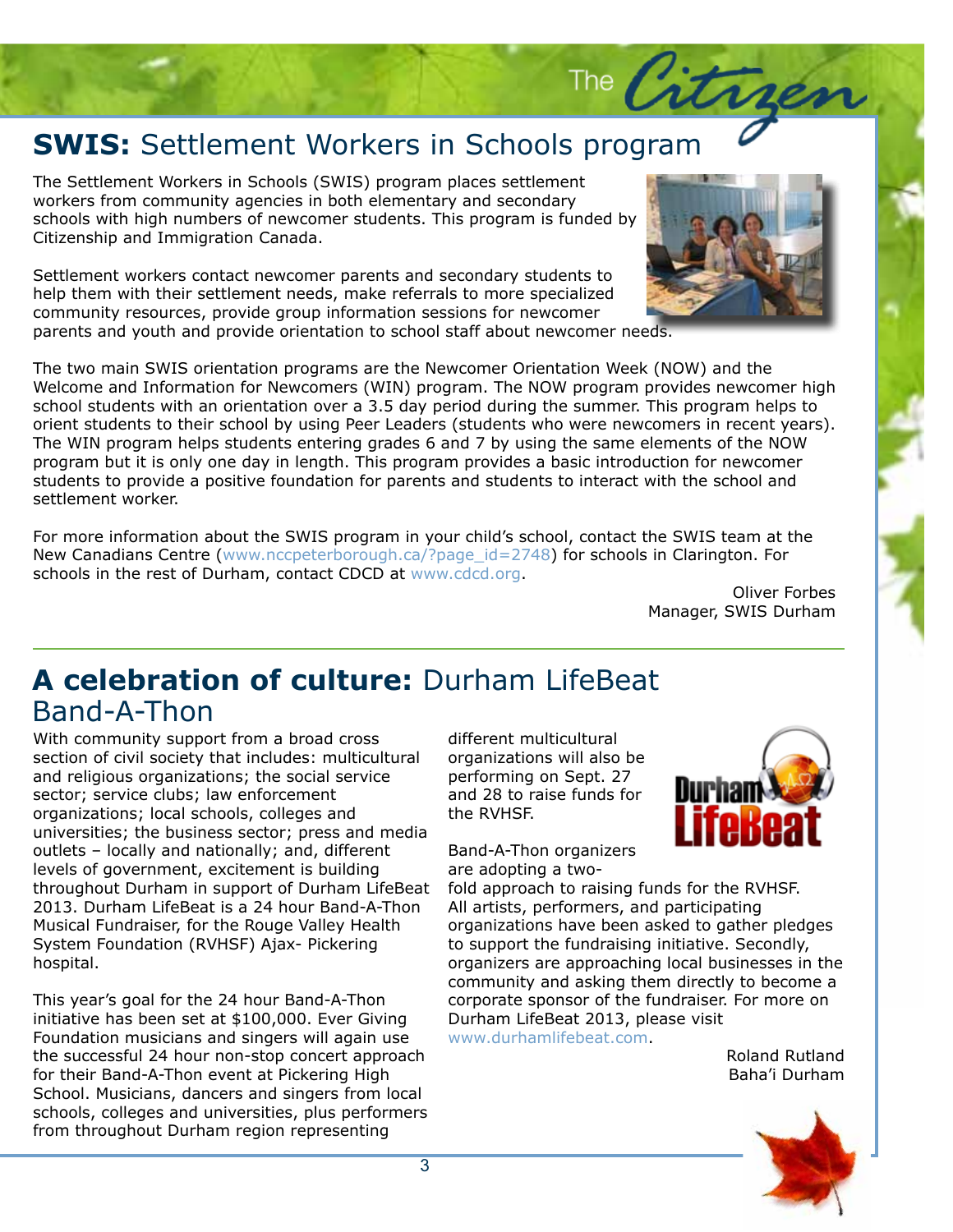## **SWIS:** Settlement Workers in Schools program

The Settlement Workers in Schools (SWIS) program places settlement workers from community agencies in both elementary and secondary schools with high numbers of newcomer students. This program is funded by Citizenship and Immigration Canada.

Settlement workers contact newcomer parents and secondary students to help them with their settlement needs, make referrals to more specialized community resources, provide group information sessions for newcomer parents and youth and provide orientation to school staff about newcomer needs.

The two main SWIS orientation programs are the Newcomer Orientation Week (NOW) and the Welcome and Information for Newcomers (WIN) program. The NOW program provides newcomer high school students with an orientation over a 3.5 day period during the summer. This program helps to orient students to their school by using Peer Leaders (students who were newcomers in recent years). The WIN program helps students entering grades 6 and 7 by using the same elements of the NOW program but it is only one day in length. This program provides a basic introduction for newcomer students to provide a positive foundation for parents and students to interact with the school and settlement worker.

For more information about the SWIS program in your child's school, contact the SWIS team at the New Canadians Centre (www.nccpeterborough.ca/?page_id=2748) for schools in Clarington. For schools in the rest of Durham, contact CDCD at www.cdcd.org.

Oliver Forbes
Manager, SWIS Durham

## **A celebration of culture:** Durham LifeBeat Band-A-Thon

With community support from a broad cross section of civil society that includes: multicultural and religious organizations; the social service sector; service clubs; law enforcement organizations; local schools, colleges and universities; the business sector; press and media outlets – locally and nationally; and, different levels of government, excitement is building throughout Durham in support of Durham LifeBeat 2013. Durham LifeBeat is a 24 hour Band-A-Thon Musical Fundraiser, for the Rouge Valley Health System Foundation (RVHSF) Ajax- Pickering hospital.

This year's goal for the 24 hour Band-A-Thon initiative has been set at $100,000. Ever Giving Foundation musicians and singers will again use the successful 24 hour non-stop concert approach for their Band-A-Thon event at Pickering High School. Musicians, dancers and singers from local schools, colleges and universities, plus performers from throughout Durham region representing different multicultural organizations will also be performing on Sept. 27 and 28 to raise funds for the RVHSF.

Band-A-Thon organizers are adopting a two-fold approach to raising funds for the RVHSF. All artists, performers, and participating organizations have been asked to gather pledges to support the fundraising initiative. Secondly, organizers are approaching local businesses in the community and asking them directly to become a corporate sponsor of the fundraiser. For more on Durham LifeBeat 2013, please visit www.durhamlifebeat.com.

Roland Rutland
Baha'i Durham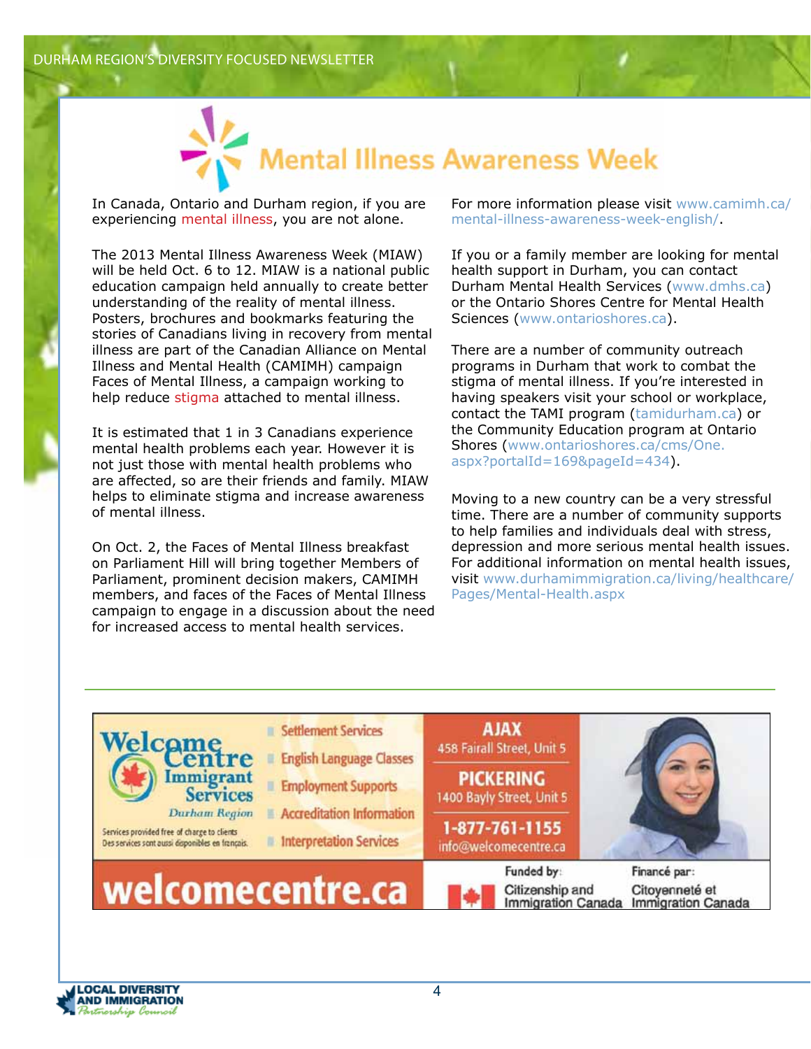# Mental Illness Awareness Week

In Canada, Ontario and Durham region, if you are experiencing mental illness, you are not alone.

The 2013 Mental Illness Awareness Week (MIAW) will be held Oct. 6 to 12. MIAW is a national public education campaign held annually to create better understanding of the reality of mental illness. Posters, brochures and bookmarks featuring the stories of Canadians living in recovery from mental illness are part of the Canadian Alliance on Mental Illness and Mental Health (CAMIMH) campaign Faces of Mental Illness, a campaign working to help reduce stigma attached to mental illness.

It is estimated that 1 in 3 Canadians experience mental health problems each year. However it is not just those with mental health problems who are affected, so are their friends and family. MIAW helps to eliminate stigma and increase awareness of mental illness.

On Oct. 2, the Faces of Mental Illness breakfast on Parliament Hill will bring together Members of Parliament, prominent decision makers, CAMIMH members, and faces of the Faces of Mental Illness campaign to engage in a discussion about the need for increased access to mental health services.

For more information please visit www.camimh.ca/mental-illness-awareness-week-english/.

If you or a family member are looking for mental health support in Durham, you can contact Durham Mental Health Services (www.dmhs.ca) or the Ontario Shores Centre for Mental Health Sciences (www.ontarioshores.ca).

There are a number of community outreach programs in Durham that work to combat the stigma of mental illness. If you're interested in having speakers visit your school or workplace, contact the TAMI program (tamidurham.ca) or the Community Education program at Ontario Shores (www.ontarioshores.ca/cms/One.aspx?portalId=169&pageId=434).

Moving to a new country can be a very stressful time. There are a number of community supports to help families and individuals deal with stress, depression and more serious mental health issues. For additional information on mental health issues, visit www.durhamimmigration.ca/living/healthcare/Pages/Mental-Health.aspx

---

**Welcome Centre Immigrant Services** – Durham Region

- Settlement Services
- English Language Classes
- Employment Supports
- Accreditation Information
- Interpretation Services

Services provided free of charge to clients
Des services sont aussi disponibles en français.

**AJAX**
458 Fairall Street, Unit 5

**PICKERING**
1400 Bayly Street, Unit 5

**1-877-761-1155**
info@welcomecentre.ca

**welcomecentre.ca**

Funded by: Citizenship and Immigration Canada
Financé par: Citoyenneté et Immigration Canada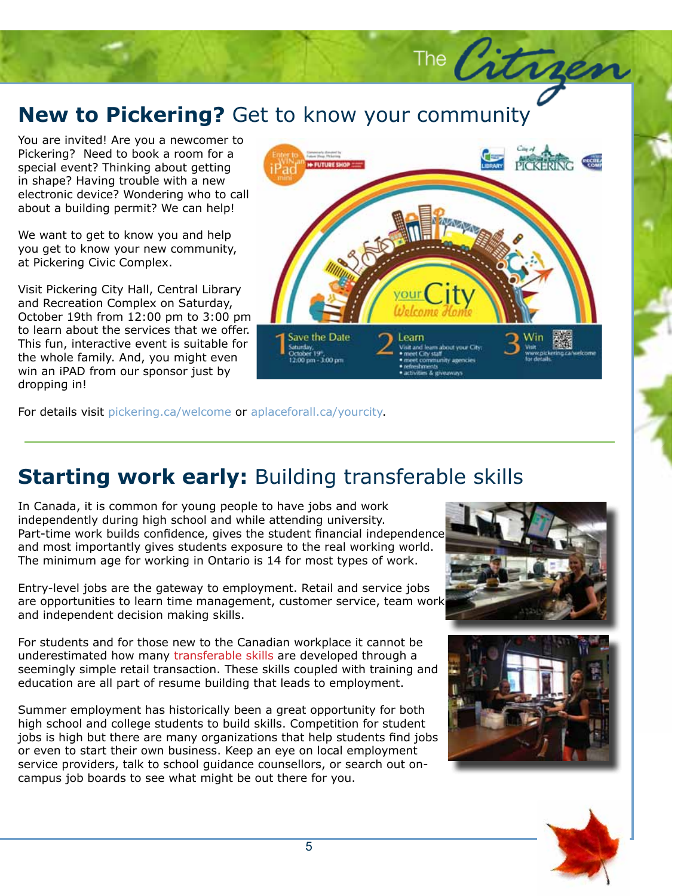## **New to Pickering?** Get to know your community

You are invited! Are you a newcomer to Pickering? Need to book a room for a special event? Thinking about getting in shape? Having trouble with a new electronic device? Wondering who to call about a building permit? We can help!

We want to get to know you and help you get to know your new community, at Pickering Civic Complex.

Visit Pickering City Hall, Central Library and Recreation Complex on Saturday, October 19th from 12:00 pm to 3:00 pm to learn about the services that we offer. This fun, interactive event is suitable for the whole family. And, you might even win an iPAD from our sponsor just by dropping in!

For details visit pickering.ca/welcome or aplaceforall.ca/yourcity.

## **Starting work early:** Building transferable skills

In Canada, it is common for young people to have jobs and work independently during high school and while attending university. Part-time work builds confidence, gives the student financial independence and most importantly gives students exposure to the real working world. The minimum age for working in Ontario is 14 for most types of work.

Entry-level jobs are the gateway to employment. Retail and service jobs are opportunities to learn time management, customer service, team work and independent decision making skills.

For students and for those new to the Canadian workplace it cannot be underestimated how many transferable skills are developed through a seemingly simple retail transaction. These skills coupled with training and education are all part of resume building that leads to employment.

Summer employment has historically been a great opportunity for both high school and college students to build skills. Competition for student jobs is high but there are many organizations that help students find jobs or even to start their own business. Keep an eye on local employment service providers, talk to school guidance counsellors, or search out on-campus job boards to see what might be out there for you.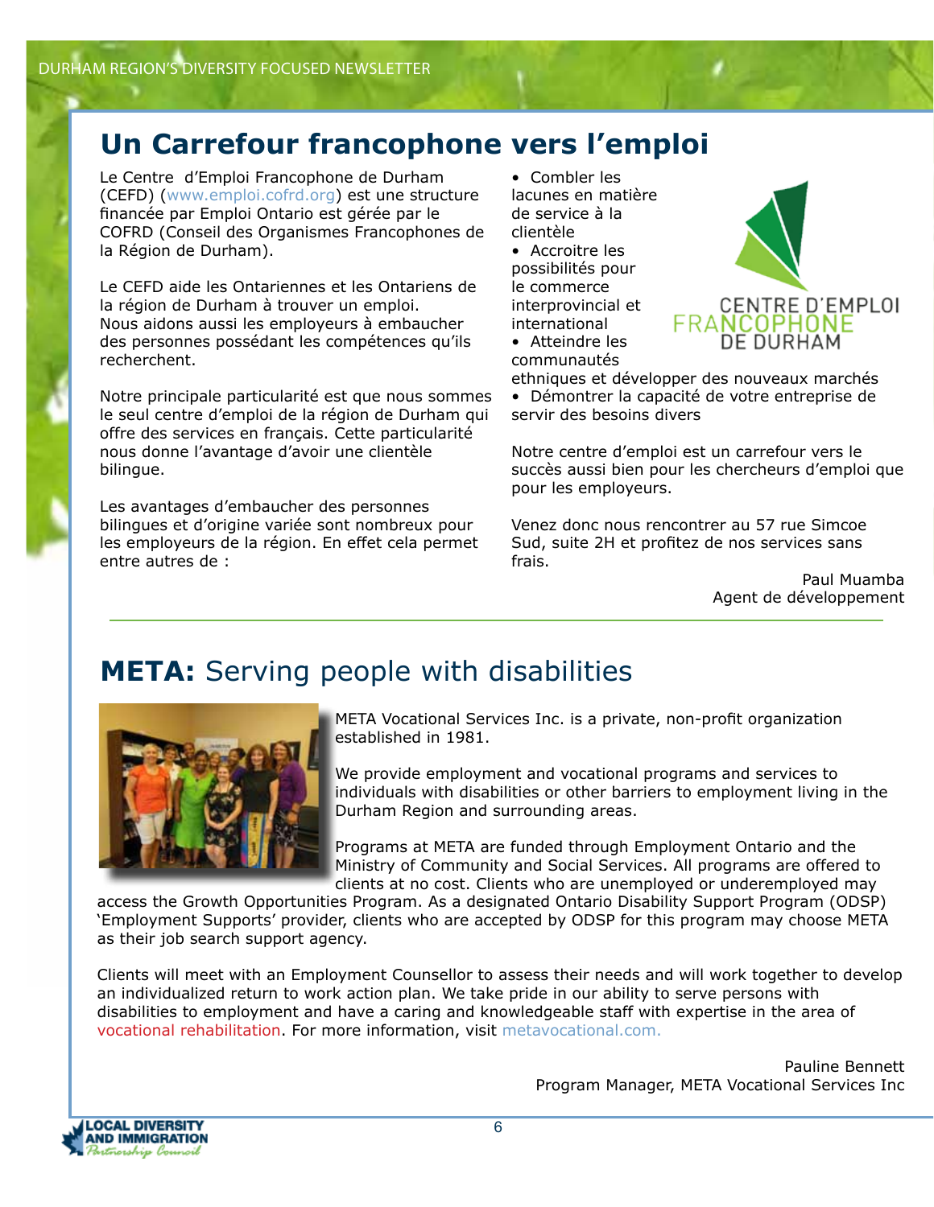## Un Carrefour francophone vers l'emploi

Le Centre d'Emploi Francophone de Durham (CEFD) (www.emploi.cofrd.org) est une structure financée par Emploi Ontario est gérée par le COFRD (Conseil des Organismes Francophones de la Région de Durham).

Le CEFD aide les Ontariennes et les Ontariens de la région de Durham à trouver un emploi. Nous aidons aussi les employeurs à embaucher des personnes possédant les compétences qu'ils recherchent.

Notre principale particularité est que nous sommes le seul centre d'emploi de la région de Durham qui offre des services en français. Cette particularité nous donne l'avantage d'avoir une clientèle bilingue.

Les avantages d'embaucher des personnes bilingues et d'origine variée sont nombreux pour les employeurs de la région. En effet cela permet entre autres de :

- Combler les lacunes en matière de service à la clientèle
- Accroitre les possibilités pour le commerce interprovincial et international
- Atteindre les communautés ethniques et développer des nouveaux marchés
- Démontrer la capacité de votre entreprise de servir des besoins divers

CENTRE D'EMPLOI FRANCOPHONE DE DURHAM

Notre centre d'emploi est un carrefour vers le succès aussi bien pour les chercheurs d'emploi que pour les employeurs.

Venez donc nous rencontrer au 57 rue Simcoe Sud, suite 2H et profitez de nos services sans frais.

Paul Muamba
Agent de développement

---

## **META:** Serving people with disabilities

META Vocational Services Inc. is a private, non-profit organization established in 1981.

We provide employment and vocational programs and services to individuals with disabilities or other barriers to employment living in the Durham Region and surrounding areas.

Programs at META are funded through Employment Ontario and the Ministry of Community and Social Services. All programs are offered to clients at no cost. Clients who are unemployed or underemployed may access the Growth Opportunities Program. As a designated Ontario Disability Support Program (ODSP) 'Employment Supports' provider, clients who are accepted by ODSP for this program may choose META as their job search support agency.

Clients will meet with an Employment Counsellor to assess their needs and will work together to develop an individualized return to work action plan. We take pride in our ability to serve persons with disabilities to employment and have a caring and knowledgeable staff with expertise in the area of vocational rehabilitation. For more information, visit metavocational.com.

Pauline Bennett
Program Manager, META Vocational Services Inc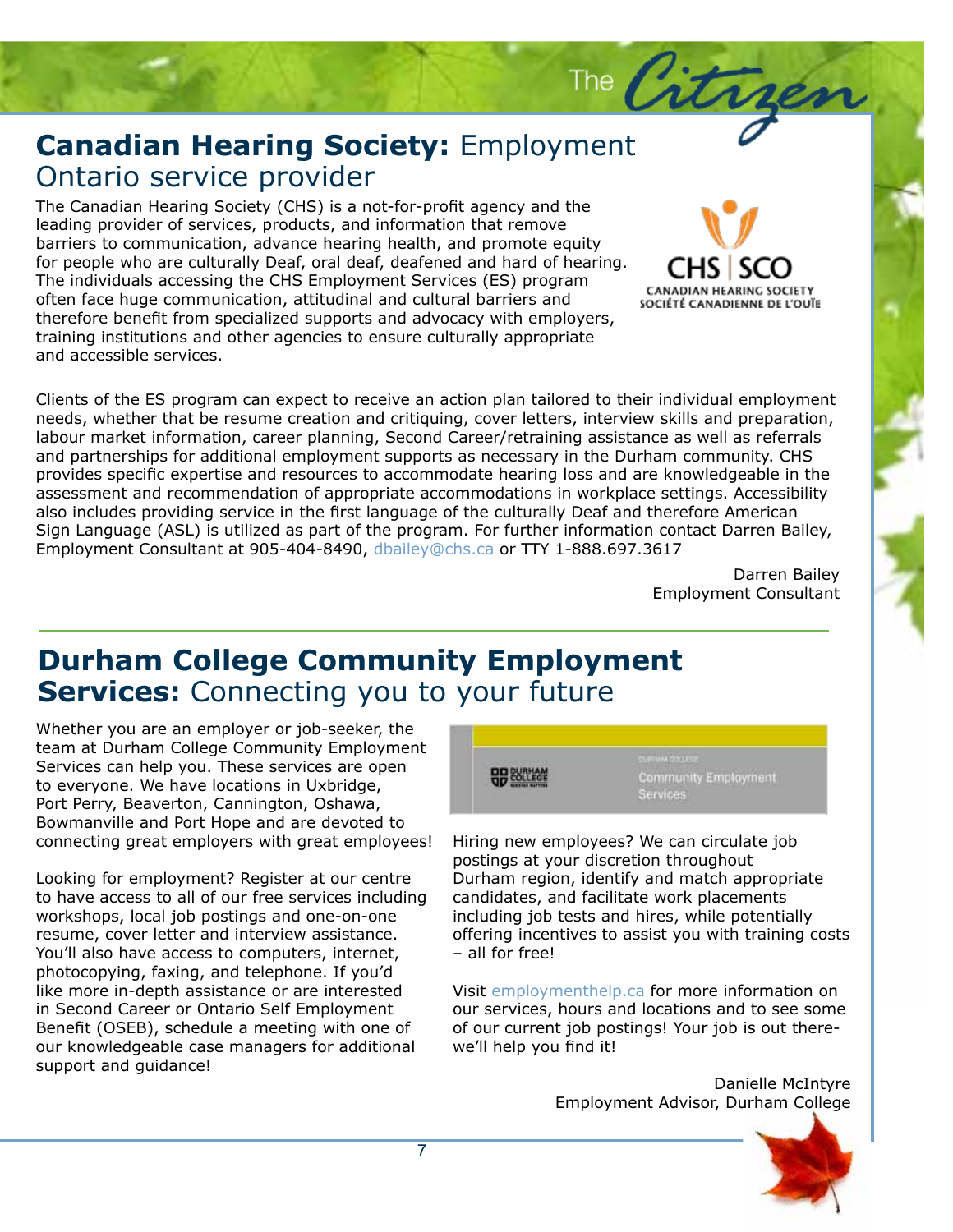# **Canadian Hearing Society:** Employment Ontario service provider

The Canadian Hearing Society (CHS) is a not-for-profit agency and the leading provider of services, products, and information that remove barriers to communication, advance hearing health, and promote equity for people who are culturally Deaf, oral deaf, deafened and hard of hearing. The individuals accessing the CHS Employment Services (ES) program often face huge communication, attitudinal and cultural barriers and therefore benefit from specialized supports and advocacy with employers, training institutions and other agencies to ensure culturally appropriate and accessible services.

Clients of the ES program can expect to receive an action plan tailored to their individual employment needs, whether that be resume creation and critiquing, cover letters, interview skills and preparation, labour market information, career planning, Second Career/retraining assistance as well as referrals and partnerships for additional employment supports as necessary in the Durham community. CHS provides specific expertise and resources to accommodate hearing loss and are knowledgeable in the assessment and recommendation of appropriate accommodations in workplace settings. Accessibility also includes providing service in the first language of the culturally Deaf and therefore American Sign Language (ASL) is utilized as part of the program. For further information contact Darren Bailey, Employment Consultant at 905-404-8490, dbailey@chs.ca or TTY 1-888.697.3617

Darren Bailey
Employment Consultant

# **Durham College Community Employment Services:** Connecting you to your future

Whether you are an employer or job-seeker, the team at Durham College Community Employment Services can help you. These services are open to everyone. We have locations in Uxbridge, Port Perry, Beaverton, Cannington, Oshawa, Bowmanville and Port Hope and are devoted to connecting great employers with great employees!

Looking for employment? Register at our centre to have access to all of our free services including workshops, local job postings and one-on-one resume, cover letter and interview assistance. You'll also have access to computers, internet, photocopying, faxing, and telephone. If you'd like more in-depth assistance or are interested in Second Career or Ontario Self Employment Benefit (OSEB), schedule a meeting with one of our knowledgeable case managers for additional support and guidance!

Hiring new employees? We can circulate job postings at your discretion throughout Durham region, identify and match appropriate candidates, and facilitate work placements including job tests and hires, while potentially offering incentives to assist you with training costs – all for free!

Visit employmenthelp.ca for more information on our services, hours and locations and to see some of our current job postings! Your job is out there-we'll help you find it!

Danielle McIntyre
Employment Advisor, Durham College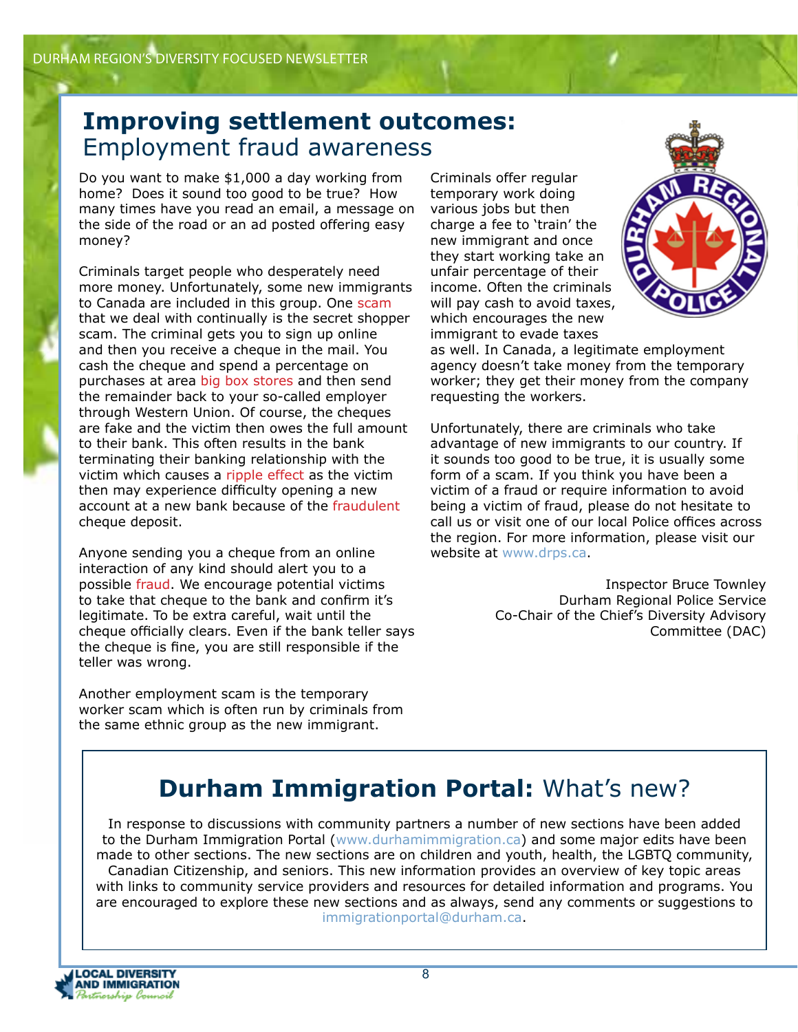# Improving settlement outcomes: Employment fraud awareness

Do you want to make $1,000 a day working from home? Does it sound too good to be true? How many times have you read an email, a message on the side of the road or an ad posted offering easy money?

Criminals target people who desperately need more money. Unfortunately, some new immigrants to Canada are included in this group. One scam that we deal with continually is the secret shopper scam. The criminal gets you to sign up online and then you receive a cheque in the mail. You cash the cheque and spend a percentage on purchases at area big box stores and then send the remainder back to your so-called employer through Western Union. Of course, the cheques are fake and the victim then owes the full amount to their bank. This often results in the bank terminating their banking relationship with the victim which causes a ripple effect as the victim then may experience difficulty opening a new account at a new bank because of the fraudulent cheque deposit.

Anyone sending you a cheque from an online interaction of any kind should alert you to a possible fraud. We encourage potential victims to take that cheque to the bank and confirm it's legitimate. To be extra careful, wait until the cheque officially clears. Even if the bank teller says the cheque is fine, you are still responsible if the teller was wrong.

Another employment scam is the temporary worker scam which is often run by criminals from the same ethnic group as the new immigrant. Criminals offer regular temporary work doing various jobs but then charge a fee to 'train' the new immigrant and once they start working take an unfair percentage of their income. Often the criminals will pay cash to avoid taxes, which encourages the new immigrant to evade taxes as well. In Canada, a legitimate employment agency doesn't take money from the temporary worker; they get their money from the company requesting the workers.

Unfortunately, there are criminals who take advantage of new immigrants to our country. If it sounds too good to be true, it is usually some form of a scam. If you think you have been a victim of a fraud or require information to avoid being a victim of fraud, please do not hesitate to call us or visit one of our local Police offices across the region. For more information, please visit our website at www.drps.ca.

Inspector Bruce Townley
Durham Regional Police Service
Co-Chair of the Chief's Diversity Advisory Committee (DAC)

## Durham Immigration Portal: What's new?

In response to discussions with community partners a number of new sections have been added to the Durham Immigration Portal (www.durhamimmigration.ca) and some major edits have been made to other sections. The new sections are on children and youth, health, the LGBTQ community, Canadian Citizenship, and seniors. This new information provides an overview of key topic areas with links to community service providers and resources for detailed information and programs. You are encouraged to explore these new sections and as always, send any comments or suggestions to immigrationportal@durham.ca.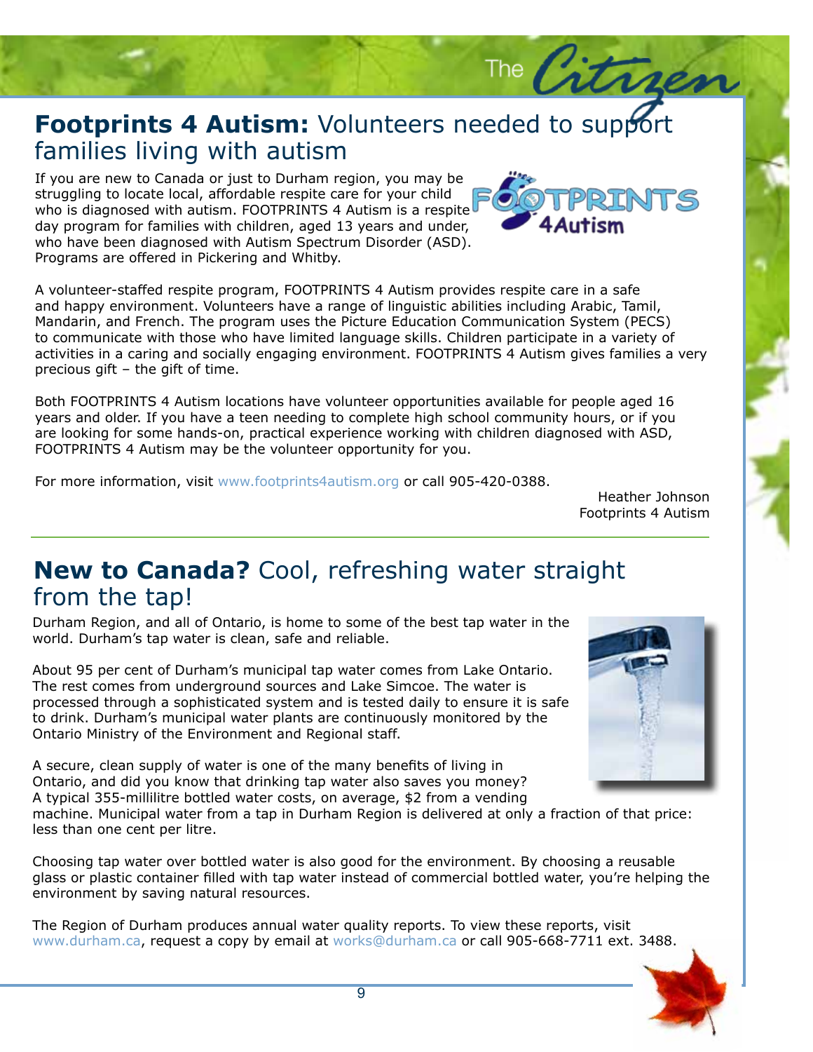## **Footprints 4 Autism:** Volunteers needed to support families living with autism

If you are new to Canada or just to Durham region, you may be struggling to locate local, affordable respite care for your child who is diagnosed with autism. FOOTPRINTS 4 Autism is a respite day program for families with children, aged 13 years and under, who have been diagnosed with Autism Spectrum Disorder (ASD). Programs are offered in Pickering and Whitby.

A volunteer-staffed respite program, FOOTPRINTS 4 Autism provides respite care in a safe and happy environment. Volunteers have a range of linguistic abilities including Arabic, Tamil, Mandarin, and French. The program uses the Picture Education Communication System (PECS) to communicate with those who have limited language skills. Children participate in a variety of activities in a caring and socially engaging environment. FOOTPRINTS 4 Autism gives families a very precious gift – the gift of time.

Both FOOTPRINTS 4 Autism locations have volunteer opportunities available for people aged 16 years and older. If you have a teen needing to complete high school community hours, or if you are looking for some hands-on, practical experience working with children diagnosed with ASD, FOOTPRINTS 4 Autism may be the volunteer opportunity for you.

For more information, visit www.footprints4autism.org or call 905-420-0388.

Heather Johnson
Footprints 4 Autism

## **New to Canada?** Cool, refreshing water straight from the tap!

Durham Region, and all of Ontario, is home to some of the best tap water in the world. Durham's tap water is clean, safe and reliable.

About 95 per cent of Durham's municipal tap water comes from Lake Ontario. The rest comes from underground sources and Lake Simcoe. The water is processed through a sophisticated system and is tested daily to ensure it is safe to drink. Durham's municipal water plants are continuously monitored by the Ontario Ministry of the Environment and Regional staff.

A secure, clean supply of water is one of the many benefits of living in Ontario, and did you know that drinking tap water also saves you money? A typical 355-millilitre bottled water costs, on average, $2 from a vending machine. Municipal water from a tap in Durham Region is delivered at only a fraction of that price: less than one cent per litre.

Choosing tap water over bottled water is also good for the environment. By choosing a reusable glass or plastic container filled with tap water instead of commercial bottled water, you're helping the environment by saving natural resources.

The Region of Durham produces annual water quality reports. To view these reports, visit www.durham.ca, request a copy by email at works@durham.ca or call 905-668-7711 ext. 3488.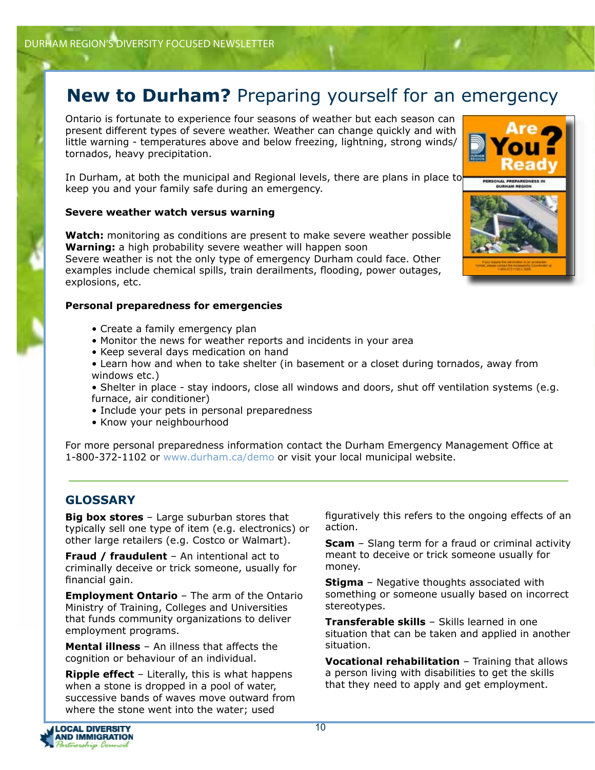# **New to Durham?** Preparing yourself for an emergency

Ontario is fortunate to experience four seasons of weather but each season can present different types of severe weather. Weather can change quickly and with little warning - temperatures above and below freezing, lightning, strong winds/ tornados, heavy precipitation.

In Durham, at both the municipal and Regional levels, there are plans in place to keep you and your family safe during an emergency.

**Severe weather watch versus warning**

**Watch:** monitoring as conditions are present to make severe weather possible
**Warning:** a high probability severe weather will happen soon
Severe weather is not the only type of emergency Durham could face. Other examples include chemical spills, train derailments, flooding, power outages, explosions, etc.

**Personal preparedness for emergencies**

- Create a family emergency plan
- Monitor the news for weather reports and incidents in your area
- Keep several days medication on hand
- Learn how and when to take shelter (in basement or a closet during tornados, away from windows etc.)
- Shelter in place - stay indoors, close all windows and doors, shut off ventilation systems (e.g. furnace, air conditioner)
- Include your pets in personal preparedness
- Know your neighbourhood

For more personal preparedness information contact the Durham Emergency Management Office at 1-800-372-1102 or www.durham.ca/demo or visit your local municipal website.

## GLOSSARY

**Big box stores** – Large suburban stores that typically sell one type of item (e.g. electronics) or other large retailers (e.g. Costco or Walmart).

**Fraud / fraudulent** – An intentional act to criminally deceive or trick someone, usually for financial gain.

**Employment Ontario** – The arm of the Ontario Ministry of Training, Colleges and Universities that funds community organizations to deliver employment programs.

**Mental illness** – An illness that affects the cognition or behaviour of an individual.

**Ripple effect** – Literally, this is what happens when a stone is dropped in a pool of water, successive bands of waves move outward from where the stone went into the water; used figuratively this refers to the ongoing effects of an action.

**Scam** – Slang term for a fraud or criminal activity meant to deceive or trick someone usually for money.

**Stigma** – Negative thoughts associated with something or someone usually based on incorrect stereotypes.

**Transferable skills** – Skills learned in one situation that can be taken and applied in another situation.

**Vocational rehabilitation** – Training that allows a person living with disabilities to get the skills that they need to apply and get employment.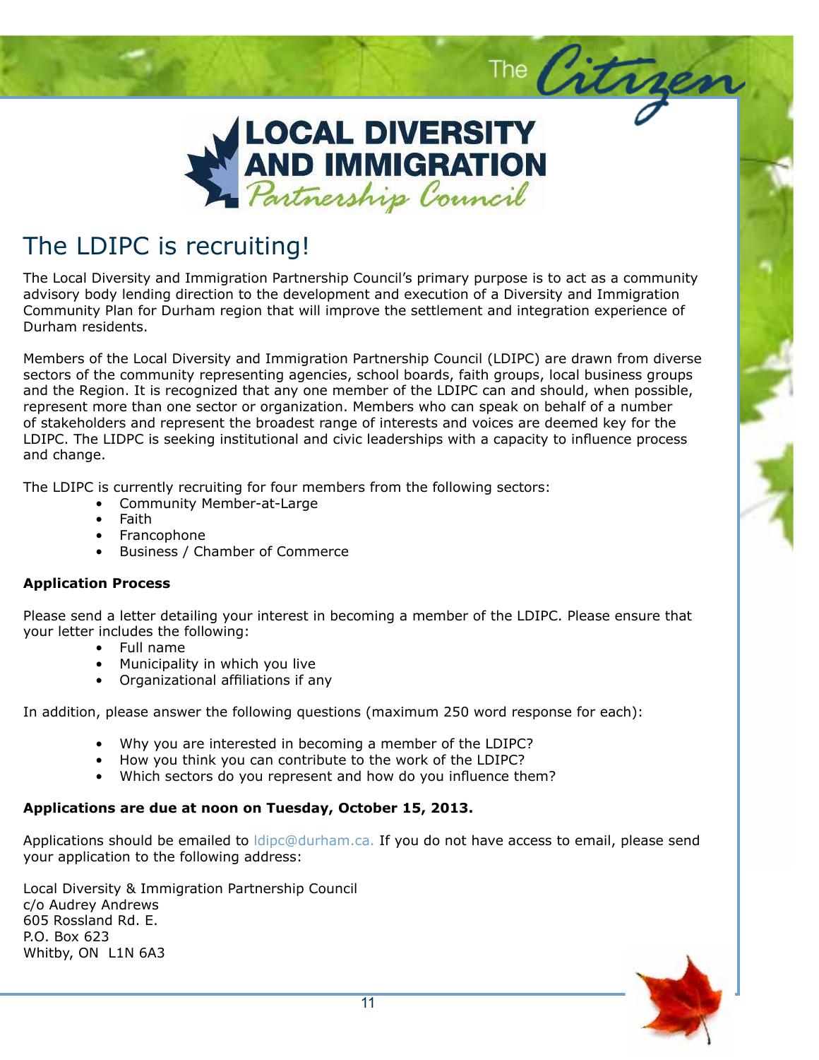# LOCAL DIVERSITY AND IMMIGRATION Partnership Council

## The LDIPC is recruiting!

The Local Diversity and Immigration Partnership Council's primary purpose is to act as a community advisory body lending direction to the development and execution of a Diversity and Immigration Community Plan for Durham region that will improve the settlement and integration experience of Durham residents.

Members of the Local Diversity and Immigration Partnership Council (LDIPC) are drawn from diverse sectors of the community representing agencies, school boards, faith groups, local business groups and the Region. It is recognized that any one member of the LDIPC can and should, when possible, represent more than one sector or organization. Members who can speak on behalf of a number of stakeholders and represent the broadest range of interests and voices are deemed key for the LDIPC. The LIDPC is seeking institutional and civic leaderships with a capacity to influence process and change.

The LDIPC is currently recruiting for four members from the following sectors:

- Community Member-at-Large
- Faith
- Francophone
- Business / Chamber of Commerce

**Application Process**

Please send a letter detailing your interest in becoming a member of the LDIPC. Please ensure that your letter includes the following:

- Full name
- Municipality in which you live
- Organizational affiliations if any

In addition, please answer the following questions (maximum 250 word response for each):

- Why you are interested in becoming a member of the LDIPC?
- How you think you can contribute to the work of the LDIPC?
- Which sectors do you represent and how do you influence them?

**Applications are due at noon on Tuesday, October 15, 2013.**

Applications should be emailed to ldipc@durham.ca. If you do not have access to email, please send your application to the following address:

Local Diversity & Immigration Partnership Council
c/o Audrey Andrews
605 Rossland Rd. E.
P.O. Box 623
Whitby, ON L1N 6A3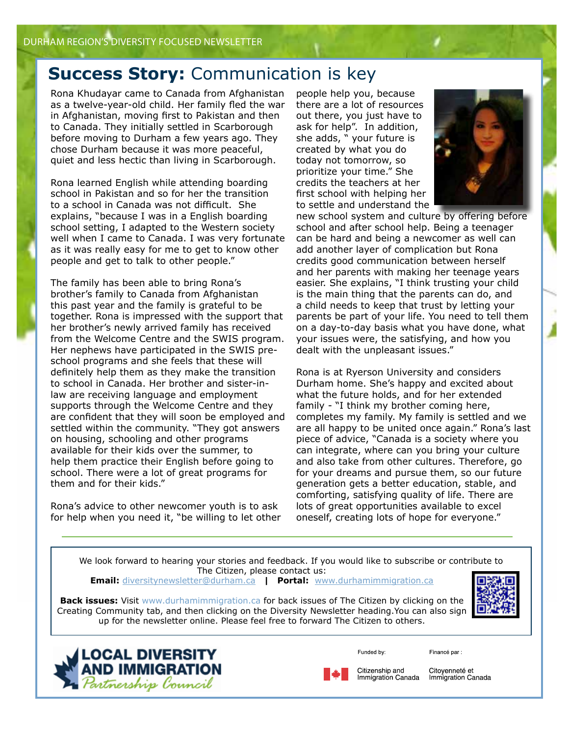## **Success Story:** Communication is key

Rona Khudayar came to Canada from Afghanistan as a twelve-year-old child. Her family fled the war in Afghanistan, moving first to Pakistan and then to Canada. They initially settled in Scarborough before moving to Durham a few years ago. They chose Durham because it was more peaceful, quiet and less hectic than living in Scarborough.

Rona learned English while attending boarding school in Pakistan and so for her the transition to a school in Canada was not difficult. She explains, "because I was in a English boarding school setting, I adapted to the Western society well when I came to Canada. I was very fortunate as it was really easy for me to get to know other people and get to talk to other people."

The family has been able to bring Rona's brother's family to Canada from Afghanistan this past year and the family is grateful to be together. Rona is impressed with the support that her brother's newly arrived family has received from the Welcome Centre and the SWIS program. Her nephews have participated in the SWIS pre-school programs and she feels that these will definitely help them as they make the transition to school in Canada. Her brother and sister-in-law are receiving language and employment supports through the Welcome Centre and they are confident that they will soon be employed and settled within the community. "They got answers on housing, schooling and other programs available for their kids over the summer, to help them practice their English before going to school. There were a lot of great programs for them and for their kids."

Rona's advice to other newcomer youth is to ask for help when you need it, "be willing to let other people help you, because there are a lot of resources out there, you just have to ask for help". In addition, she adds, " your future is created by what you do today not tomorrow, so prioritize your time." She credits the teachers at her first school with helping her to settle and understand the new school system and culture by offering before school and after school help. Being a teenager can be hard and being a newcomer as well can add another layer of complication but Rona credits good communication between herself and her parents with making her teenage years easier. She explains, "I think trusting your child is the main thing that the parents can do, and a child needs to keep that trust by letting your parents be part of your life. You need to tell them on a day-to-day basis what you have done, what your issues were, the satisfying, and how you dealt with the unpleasant issues."

Rona is at Ryerson University and considers Durham home. She's happy and excited about what the future holds, and for her extended family - "I think my brother coming here, completes my family. My family is settled and we are all happy to be united once again." Rona's last piece of advice, "Canada is a society where you can integrate, where can you bring your culture and also take from other cultures. Therefore, go for your dreams and pursue them, so our future generation gets a better education, stable, and comforting, satisfying quality of life. There are lots of great opportunities available to excel oneself, creating lots of hope for everyone."

---

We look forward to hearing your stories and feedback. If you would like to subscribe or contribute to The Citizen, please contact us:

**Email:** diversitynewsletter@durham.ca | **Portal:** www.durhamimmigration.ca

**Back issues:** Visit www.durhamimmigration.ca for back issues of The Citizen by clicking on the Creating Community tab, and then clicking on the Diversity Newsletter heading.You can also sign up for the newsletter online. Please feel free to forward The Citizen to others.

LOCAL DIVERSITY AND IMMIGRATION Partnership Council

Funded by: Citizenship and Immigration Canada

Financé par : Citoyenneté et Immigration Canada